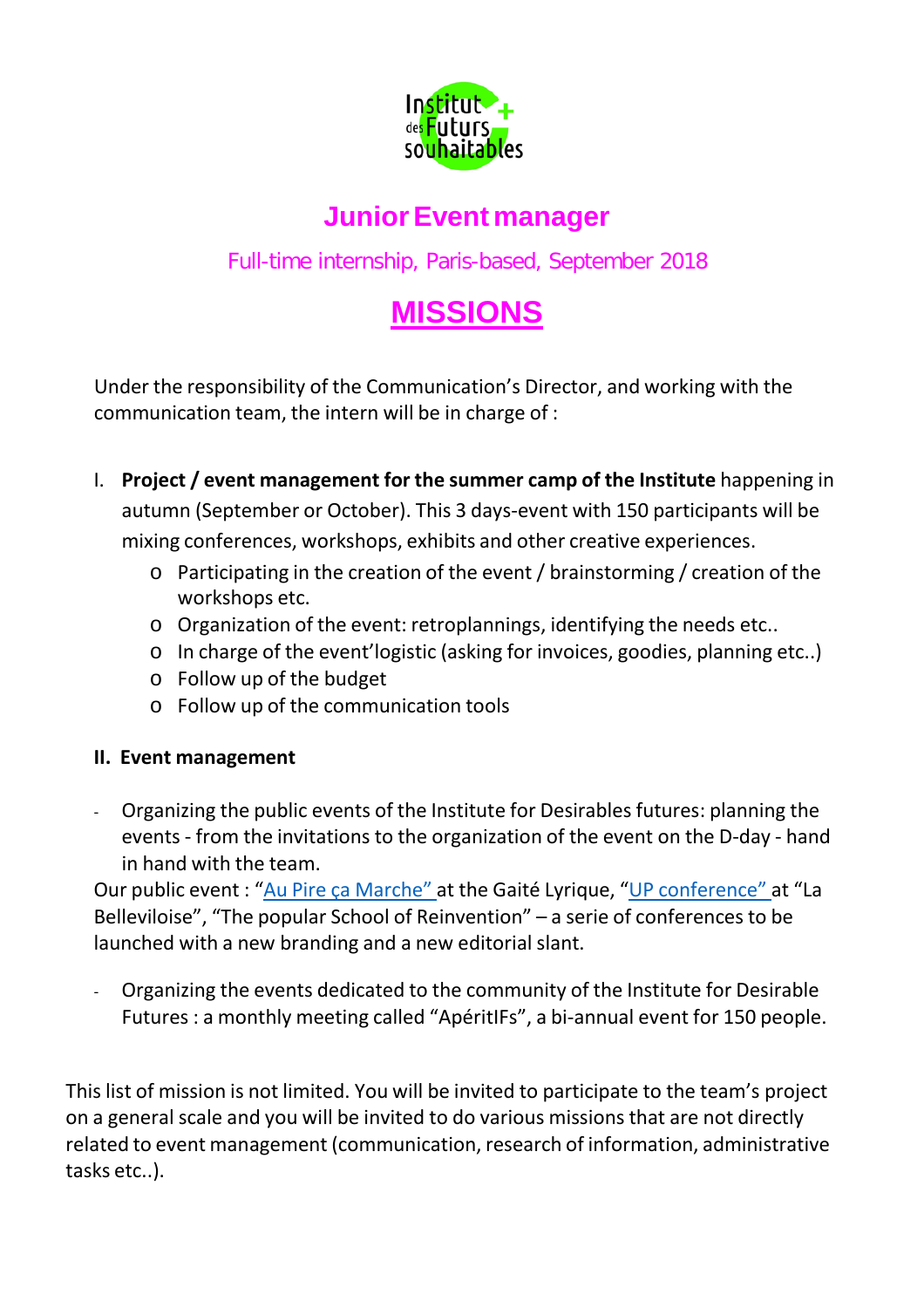Institut des Futurs souhaitables

# Junior Event manager

Full-time internship, Paris-based, September 2018

## MISSIONS

Under the responsibility of the Communication's Director, and working with the communication team, the intern will be in charge of :

I. **Project / event management for the summer camp of the Institute** happening in autumn (September or October). This 3 days-event with 150 participants will be mixing conferences, workshops, exhibits and other creative experiences.
   - Participating in the creation of the event / brainstorming / creation of the workshops etc.
   - Organization of the event: retroplannings, identifying the needs etc..
   - In charge of the event'logistic (asking for invoices, goodies, planning etc..)
   - Follow up of the budget
   - Follow up of the communication tools

**II. Event management**

- Organizing the public events of the Institute for Desirables futures: planning the events - from the invitations to the organization of the event on the D-day - hand in hand with the team.

Our public event : "Au Pire ça Marche" at the Gaité Lyrique, "UP conference" at "La Belleviloise", "The popular School of Reinvention" – a serie of conferences to be launched with a new branding and a new editorial slant.

- Organizing the events dedicated to the community of the Institute for Desirable Futures : a monthly meeting called "ApéritIFs", a bi-annual event for 150 people.

This list of mission is not limited. You will be invited to participate to the team's project on a general scale and you will be invited to do various missions that are not directly related to event management (communication, research of information, administrative tasks etc..).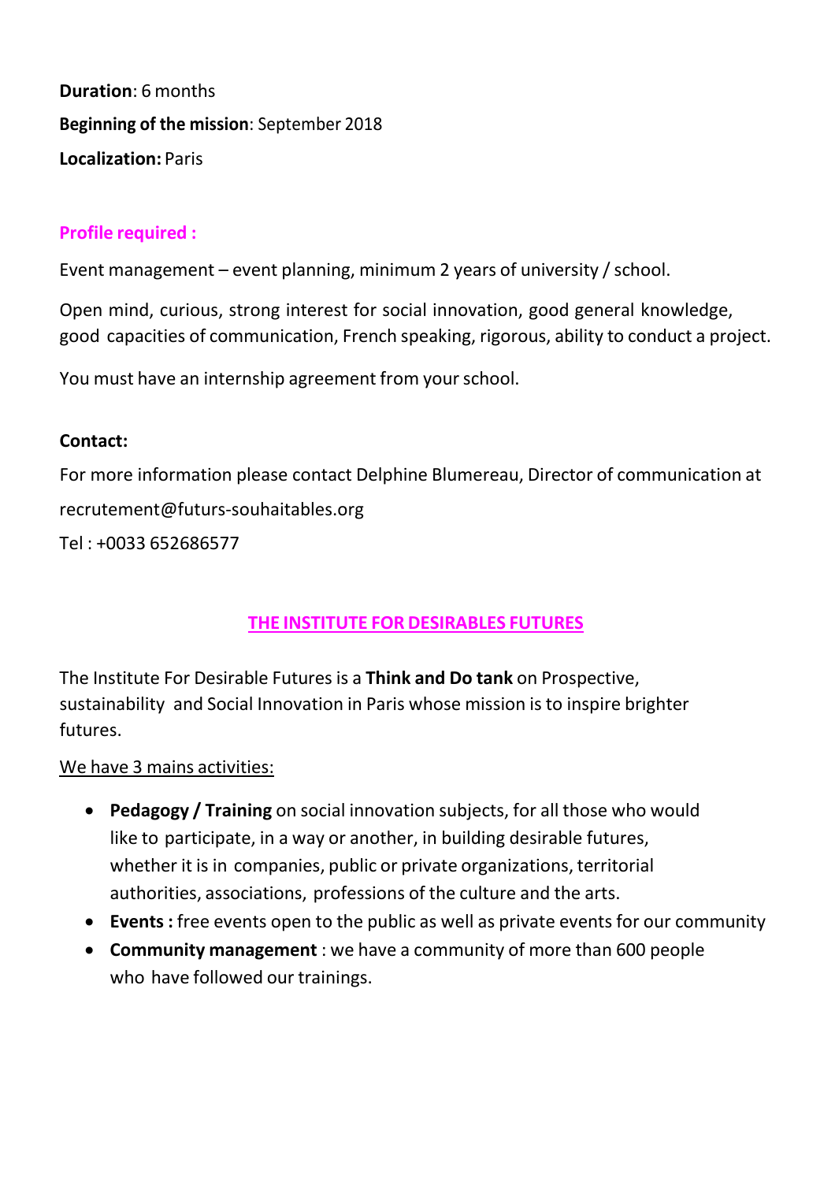**Duration**: 6 months

**Beginning of the mission**: September 2018

**Localization:** Paris

**Profile required :**

Event management – event planning, minimum 2 years of university / school.

Open mind, curious, strong interest for social innovation, good general knowledge, good capacities of communication, French speaking, rigorous, ability to conduct a project.

You must have an internship agreement from your school.

**Contact:**

For more information please contact Delphine Blumereau, Director of communication at recrutement@futurs-souhaitables.org

Tel : +0033 652686577

## THE INSTITUTE FOR DESIRABLES FUTURES

The Institute For Desirable Futures is a **Think and Do tank** on Prospective, sustainability and Social Innovation in Paris whose mission is to inspire brighter futures.

We have 3 mains activities:

- **Pedagogy / Training** on social innovation subjects, for all those who would like to participate, in a way or another, in building desirable futures, whether it is in companies, public or private organizations, territorial authorities, associations, professions of the culture and the arts.
- **Events :** free events open to the public as well as private events for our community
- **Community management** : we have a community of more than 600 people who have followed our trainings.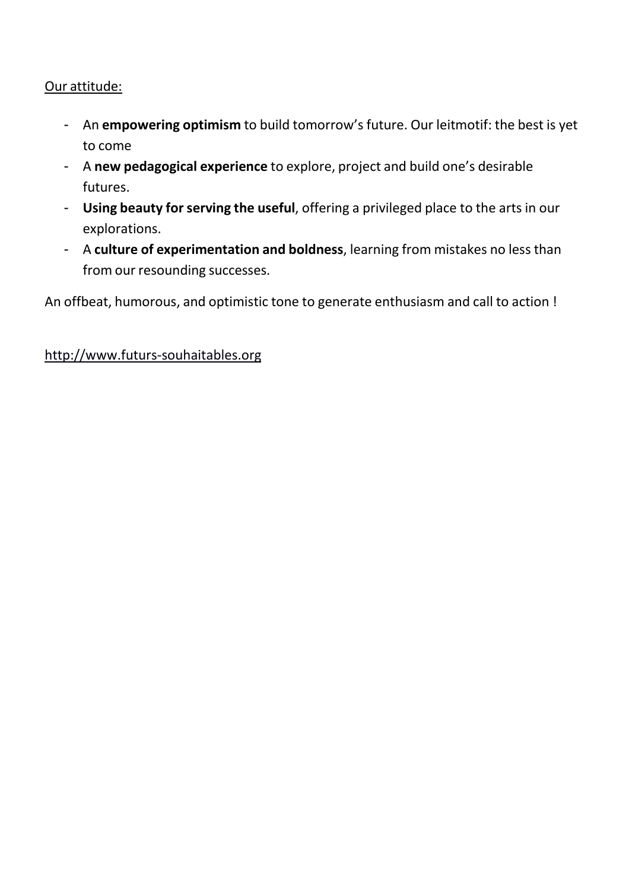Our attitude:

- An **empowering optimism** to build tomorrow's future. Our leitmotif: the best is yet to come
- A **new pedagogical experience** to explore, project and build one's desirable futures.
- **Using beauty for serving the useful**, offering a privileged place to the arts in our explorations.
- A **culture of experimentation and boldness**, learning from mistakes no less than from our resounding successes.

An offbeat, humorous, and optimistic tone to generate enthusiasm and call to action !

http://www.futurs-souhaitables.org